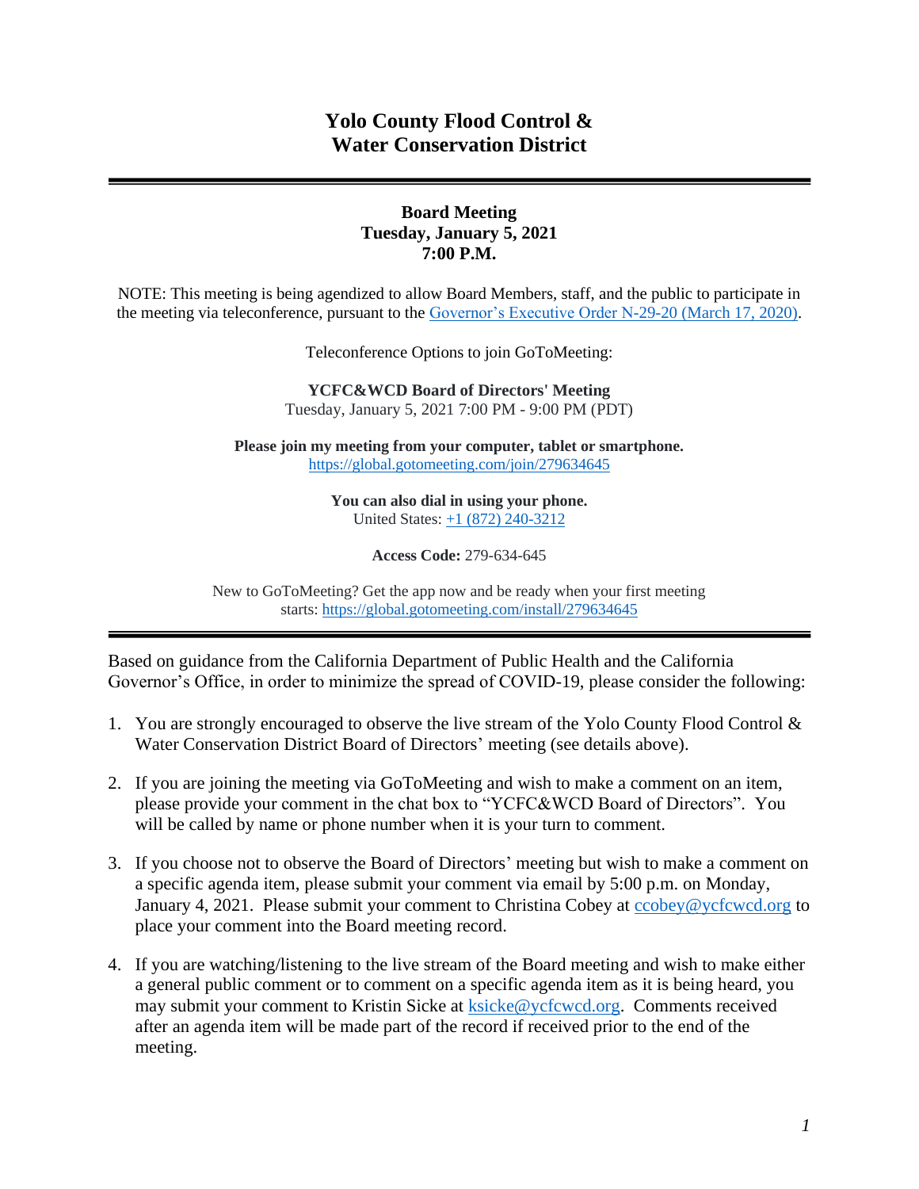# Yolo County Flood Control & Water Conservation District

## Board Meeting
**Tuesday, January 5, 2021**
**7:00 P.M.**

NOTE: This meeting is being agendized to allow Board Members, staff, and the public to participate in the meeting via teleconference, pursuant to the Governor's Executive Order N-29-20 (March 17, 2020).

Teleconference Options to join GoToMeeting:

**YCFC&WCD Board of Directors' Meeting**
Tuesday, January 5, 2021 7:00 PM - 9:00 PM (PDT)

**Please join my meeting from your computer, tablet or smartphone.**
https://global.gotomeeting.com/join/279634645

**You can also dial in using your phone.**
United States: +1 (872) 240-3212

**Access Code:** 279-634-645

New to GoToMeeting? Get the app now and be ready when your first meeting starts: https://global.gotomeeting.com/install/279634645

---

Based on guidance from the California Department of Public Health and the California Governor's Office, in order to minimize the spread of COVID-19, please consider the following:

1. You are strongly encouraged to observe the live stream of the Yolo County Flood Control & Water Conservation District Board of Directors' meeting (see details above).

2. If you are joining the meeting via GoToMeeting and wish to make a comment on an item, please provide your comment in the chat box to "YCFC&WCD Board of Directors". You will be called by name or phone number when it is your turn to comment.

3. If you choose not to observe the Board of Directors' meeting but wish to make a comment on a specific agenda item, please submit your comment via email by 5:00 p.m. on Monday, January 4, 2021. Please submit your comment to Christina Cobey at ccobey@ycfcwcd.org to place your comment into the Board meeting record.

4. If you are watching/listening to the live stream of the Board meeting and wish to make either a general public comment or to comment on a specific agenda item as it is being heard, you may submit your comment to Kristin Sicke at ksicke@ycfcwcd.org. Comments received after an agenda item will be made part of the record if received prior to the end of the meeting.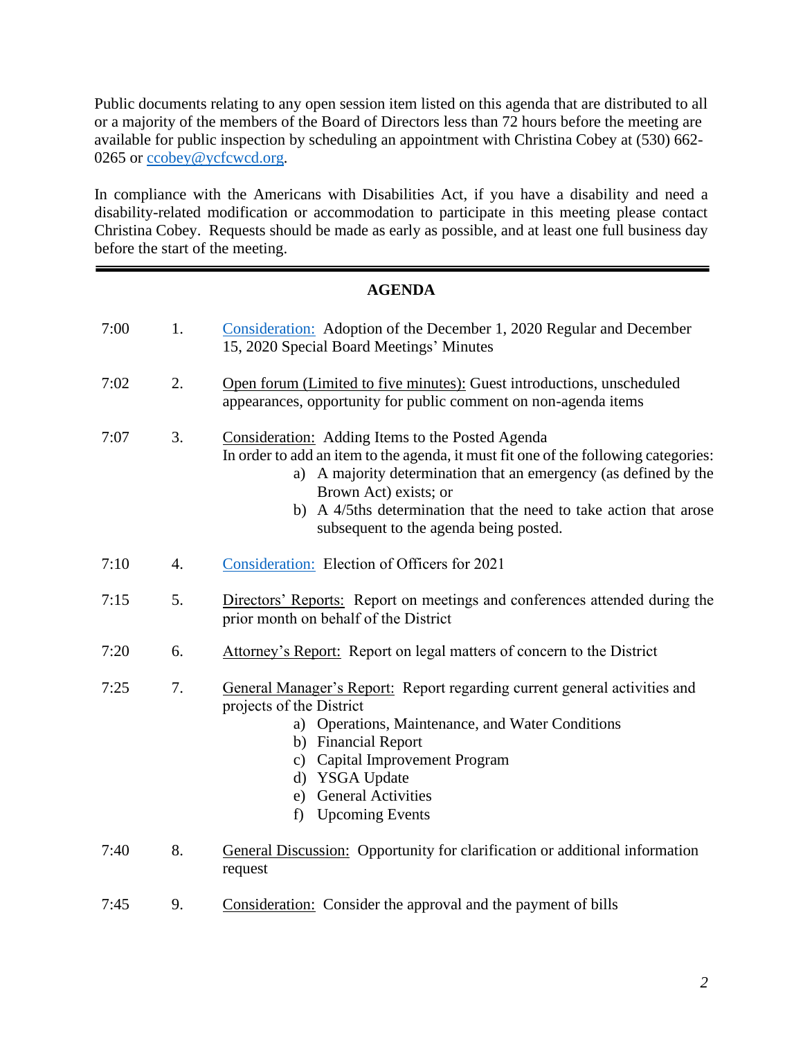Public documents relating to any open session item listed on this agenda that are distributed to all or a majority of the members of the Board of Directors less than 72 hours before the meeting are available for public inspection by scheduling an appointment with Christina Cobey at (530) 662-0265 or ccobey@ycfcwcd.org.

In compliance with the Americans with Disabilities Act, if you have a disability and need a disability-related modification or accommodation to participate in this meeting please contact Christina Cobey. Requests should be made as early as possible, and at least one full business day before the start of the meeting.

---

## AGENDA

7:00 1. Consideration: Adoption of the December 1, 2020 Regular and December 15, 2020 Special Board Meetings' Minutes

7:02 2. Open forum (Limited to five minutes): Guest introductions, unscheduled appearances, opportunity for public comment on non-agenda items

7:07 3. Consideration: Adding Items to the Posted Agenda
In order to add an item to the agenda, it must fit one of the following categories:
   a) A majority determination that an emergency (as defined by the Brown Act) exists; or
   b) A 4/5ths determination that the need to take action that arose subsequent to the agenda being posted.

7:10 4. Consideration: Election of Officers for 2021

7:15 5. Directors' Reports: Report on meetings and conferences attended during the prior month on behalf of the District

7:20 6. Attorney's Report: Report on legal matters of concern to the District

7:25 7. General Manager's Report: Report regarding current general activities and projects of the District
   a) Operations, Maintenance, and Water Conditions
   b) Financial Report
   c) Capital Improvement Program
   d) YSGA Update
   e) General Activities
   f) Upcoming Events

7:40 8. General Discussion: Opportunity for clarification or additional information request

7:45 9. Consideration: Consider the approval and the payment of bills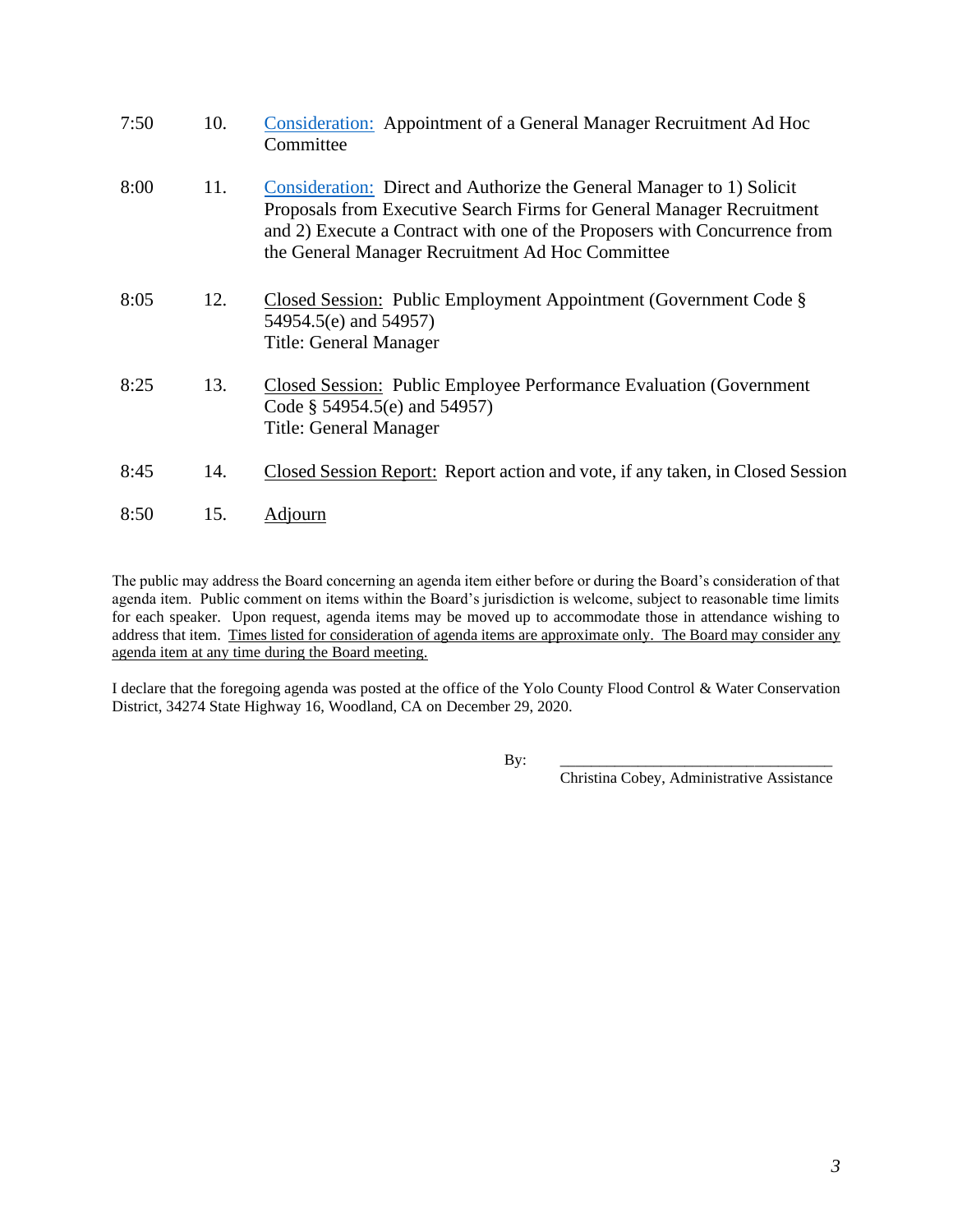| | | |
|---|---|---|
| 7:50 | 10. | Consideration: Appointment of a General Manager Recruitment Ad Hoc Committee |
| 8:00 | 11. | Consideration: Direct and Authorize the General Manager to 1) Solicit Proposals from Executive Search Firms for General Manager Recruitment and 2) Execute a Contract with one of the Proposers with Concurrence from the General Manager Recruitment Ad Hoc Committee |
| 8:05 | 12. | Closed Session: Public Employment Appointment (Government Code § 54954.5(e) and 54957)<br>Title: General Manager |
| 8:25 | 13. | Closed Session: Public Employee Performance Evaluation (Government Code § 54954.5(e) and 54957)<br>Title: General Manager |
| 8:45 | 14. | Closed Session Report: Report action and vote, if any taken, in Closed Session |
| 8:50 | 15. | Adjourn |

The public may address the Board concerning an agenda item either before or during the Board's consideration of that agenda item. Public comment on items within the Board's jurisdiction is welcome, subject to reasonable time limits for each speaker. Upon request, agenda items may be moved up to accommodate those in attendance wishing to address that item. Times listed for consideration of agenda items are approximate only. The Board may consider any agenda item at any time during the Board meeting.

I declare that the foregoing agenda was posted at the office of the Yolo County Flood Control & Water Conservation District, 34274 State Highway 16, Woodland, CA on December 29, 2020.

By: ___________________________________
Christina Cobey, Administrative Assistance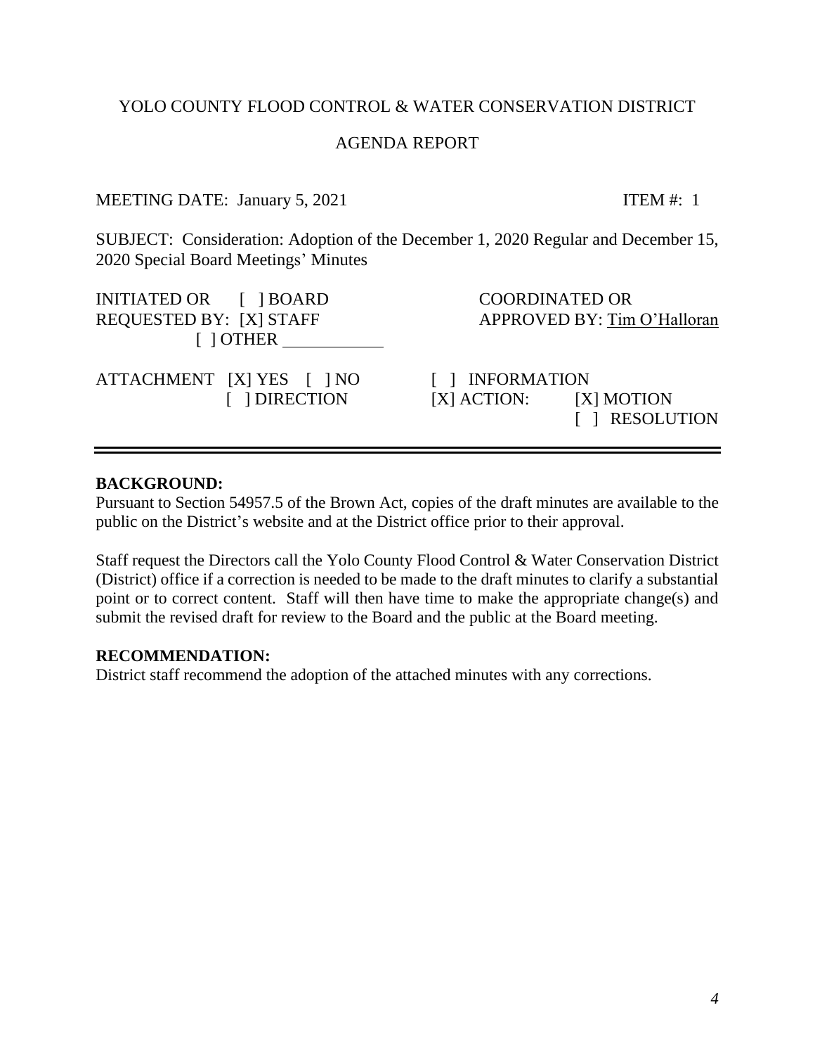YOLO COUNTY FLOOD CONTROL & WATER CONSERVATION DISTRICT

AGENDA REPORT

MEETING DATE: January 5, 2021 ITEM #: 1

SUBJECT: Consideration: Adoption of the December 1, 2020 Regular and December 15, 2020 Special Board Meetings' Minutes

INITIATED OR [ ] BOARD
REQUESTED BY: [X] STAFF
[ ] OTHER ___________

COORDINATED OR
APPROVED BY: Tim O'Halloran

ATTACHMENT [X] YES [ ] NO
[ ] DIRECTION

[ ] INFORMATION
[X] ACTION: [X] MOTION
[ ] RESOLUTION

---

**BACKGROUND:**
Pursuant to Section 54957.5 of the Brown Act, copies of the draft minutes are available to the public on the District's website and at the District office prior to their approval.

Staff request the Directors call the Yolo County Flood Control & Water Conservation District (District) office if a correction is needed to be made to the draft minutes to clarify a substantial point or to correct content. Staff will then have time to make the appropriate change(s) and submit the revised draft for review to the Board and the public at the Board meeting.

**RECOMMENDATION:**
District staff recommend the adoption of the attached minutes with any corrections.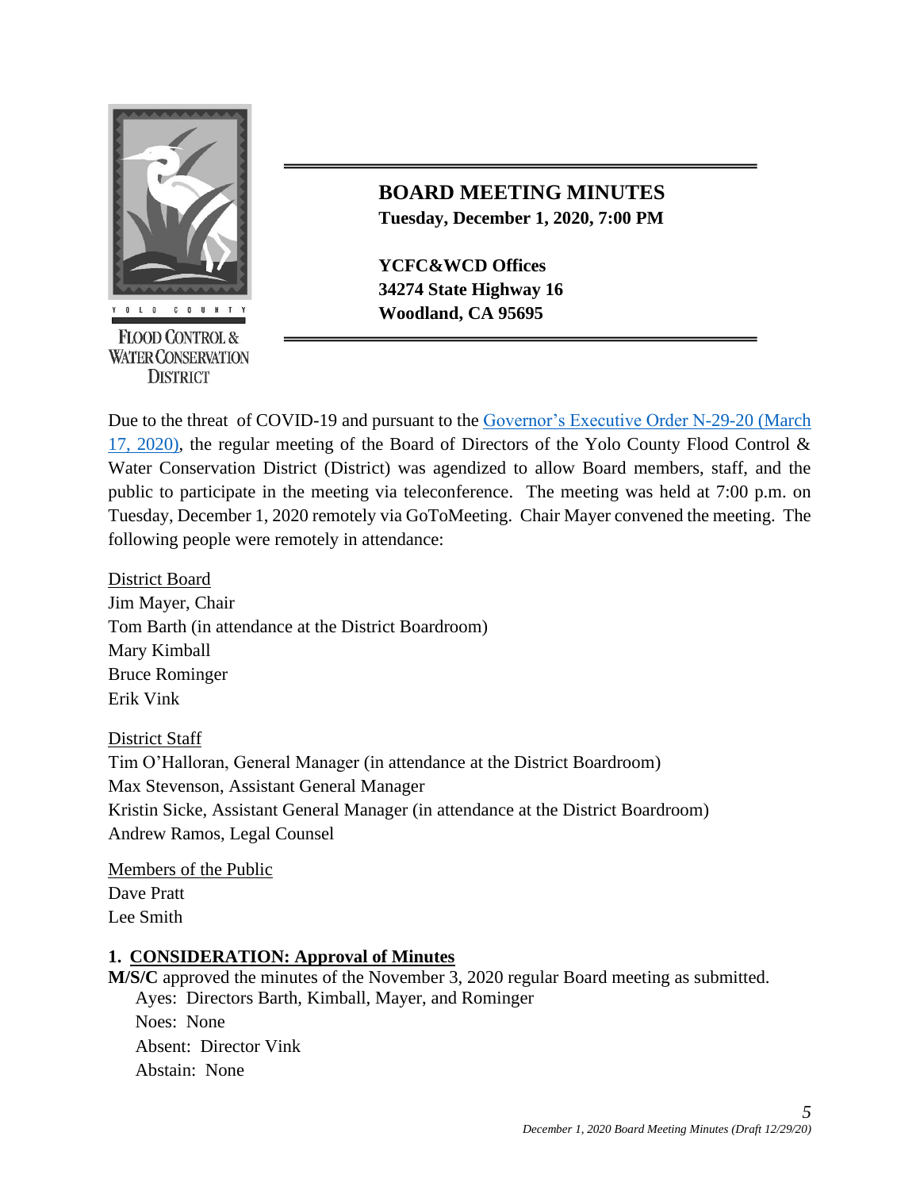YOLO COUNTY FLOOD CONTROL & WATER CONSERVATION DISTRICT

# BOARD MEETING MINUTES

**Tuesday, December 1, 2020, 7:00 PM**

**YCFC&WCD Offices**
**34274 State Highway 16**
**Woodland, CA 95695**

Due to the threat of COVID-19 and pursuant to the Governor's Executive Order N-29-20 (March 17, 2020), the regular meeting of the Board of Directors of the Yolo County Flood Control & Water Conservation District (District) was agendized to allow Board members, staff, and the public to participate in the meeting via teleconference. The meeting was held at 7:00 p.m. on Tuesday, December 1, 2020 remotely via GoToMeeting. Chair Mayer convened the meeting. The following people were remotely in attendance:

<u>District Board</u>
Jim Mayer, Chair
Tom Barth (in attendance at the District Boardroom)
Mary Kimball
Bruce Rominger
Erik Vink

<u>District Staff</u>
Tim O'Halloran, General Manager (in attendance at the District Boardroom)
Max Stevenson, Assistant General Manager
Kristin Sicke, Assistant General Manager (in attendance at the District Boardroom)
Andrew Ramos, Legal Counsel

<u>Members of the Public</u>
Dave Pratt
Lee Smith

## 1. CONSIDERATION: Approval of Minutes

**M/S/C** approved the minutes of the November 3, 2020 regular Board meeting as submitted.

Ayes: Directors Barth, Kimball, Mayer, and Rominger
Noes: None
Absent: Director Vink
Abstain: None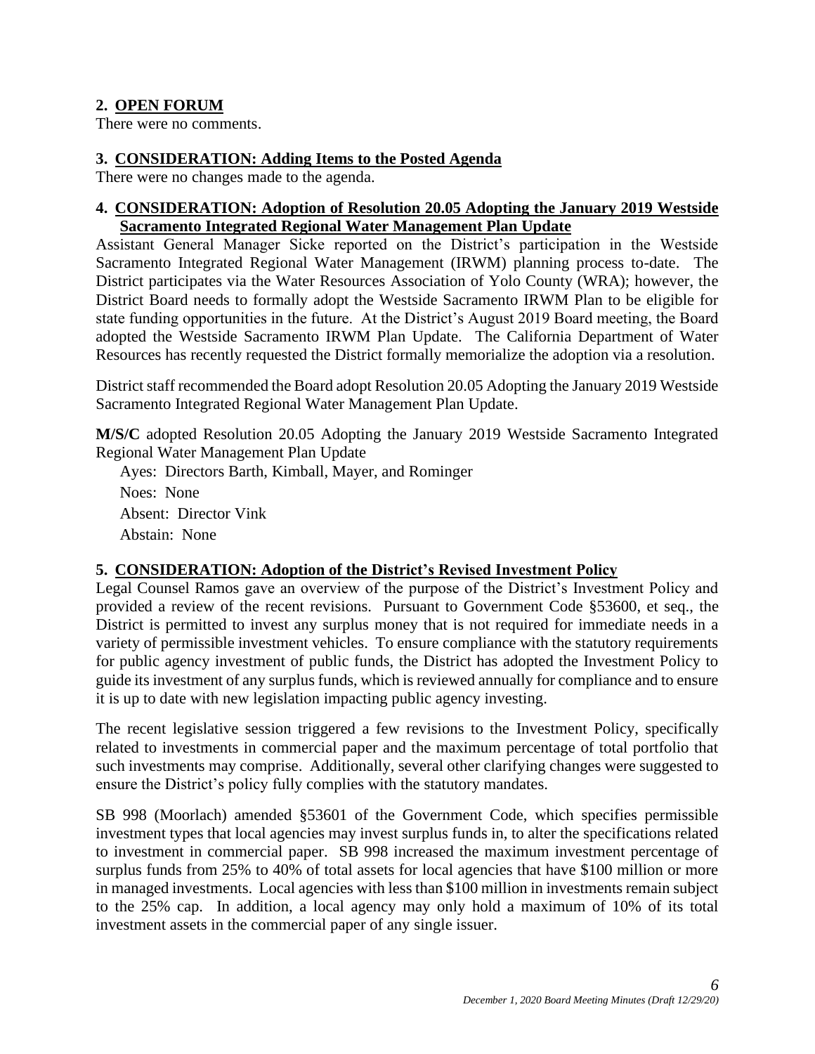## 2. OPEN FORUM

There were no comments.

## 3. CONSIDERATION: Adding Items to the Posted Agenda

There were no changes made to the agenda.

## 4. CONSIDERATION: Adoption of Resolution 20.05 Adopting the January 2019 Westside Sacramento Integrated Regional Water Management Plan Update

Assistant General Manager Sicke reported on the District's participation in the Westside Sacramento Integrated Regional Water Management (IRWM) planning process to-date. The District participates via the Water Resources Association of Yolo County (WRA); however, the District Board needs to formally adopt the Westside Sacramento IRWM Plan to be eligible for state funding opportunities in the future. At the District's August 2019 Board meeting, the Board adopted the Westside Sacramento IRWM Plan Update. The California Department of Water Resources has recently requested the District formally memorialize the adoption via a resolution.

District staff recommended the Board adopt Resolution 20.05 Adopting the January 2019 Westside Sacramento Integrated Regional Water Management Plan Update.

**M/S/C** adopted Resolution 20.05 Adopting the January 2019 Westside Sacramento Integrated Regional Water Management Plan Update

Ayes: Directors Barth, Kimball, Mayer, and Rominger  
Noes: None  
Absent: Director Vink  
Abstain: None

## 5. CONSIDERATION: Adoption of the District's Revised Investment Policy

Legal Counsel Ramos gave an overview of the purpose of the District's Investment Policy and provided a review of the recent revisions. Pursuant to Government Code §53600, et seq., the District is permitted to invest any surplus money that is not required for immediate needs in a variety of permissible investment vehicles. To ensure compliance with the statutory requirements for public agency investment of public funds, the District has adopted the Investment Policy to guide its investment of any surplus funds, which is reviewed annually for compliance and to ensure it is up to date with new legislation impacting public agency investing.

The recent legislative session triggered a few revisions to the Investment Policy, specifically related to investments in commercial paper and the maximum percentage of total portfolio that such investments may comprise. Additionally, several other clarifying changes were suggested to ensure the District's policy fully complies with the statutory mandates.

SB 998 (Moorlach) amended §53601 of the Government Code, which specifies permissible investment types that local agencies may invest surplus funds in, to alter the specifications related to investment in commercial paper. SB 998 increased the maximum investment percentage of surplus funds from 25% to 40% of total assets for local agencies that have $100 million or more in managed investments. Local agencies with less than $100 million in investments remain subject to the 25% cap. In addition, a local agency may only hold a maximum of 10% of its total investment assets in the commercial paper of any single issuer.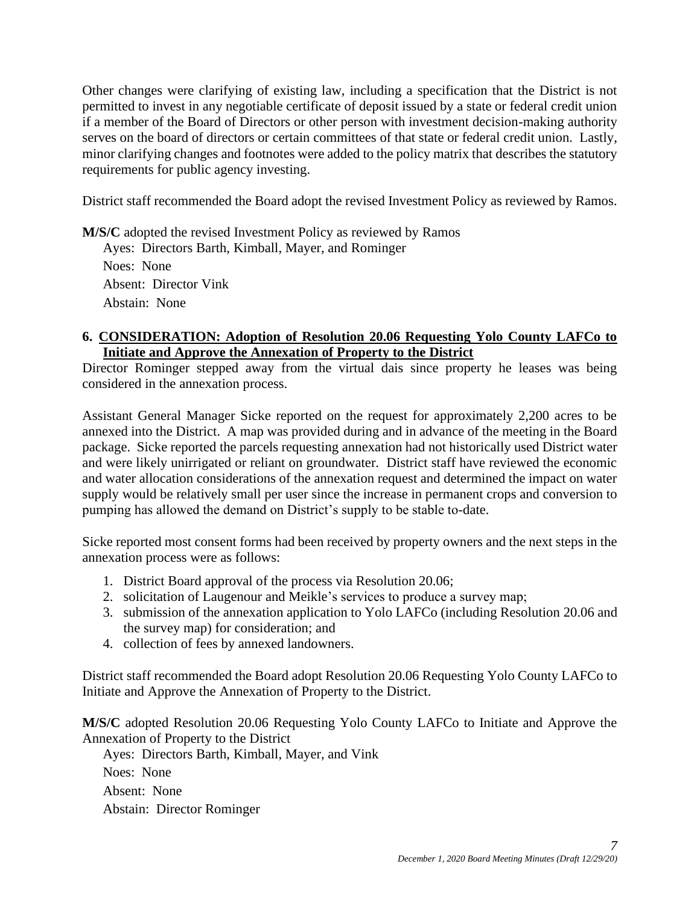Other changes were clarifying of existing law, including a specification that the District is not permitted to invest in any negotiable certificate of deposit issued by a state or federal credit union if a member of the Board of Directors or other person with investment decision-making authority serves on the board of directors or certain committees of that state or federal credit union. Lastly, minor clarifying changes and footnotes were added to the policy matrix that describes the statutory requirements for public agency investing.

District staff recommended the Board adopt the revised Investment Policy as reviewed by Ramos.

**M/S/C** adopted the revised Investment Policy as reviewed by Ramos

Ayes: Directors Barth, Kimball, Mayer, and Rominger
Noes: None
Absent: Director Vink
Abstain: None

### 6. CONSIDERATION: Adoption of Resolution 20.06 Requesting Yolo County LAFCo to Initiate and Approve the Annexation of Property to the District

Director Rominger stepped away from the virtual dais since property he leases was being considered in the annexation process.

Assistant General Manager Sicke reported on the request for approximately 2,200 acres to be annexed into the District. A map was provided during and in advance of the meeting in the Board package. Sicke reported the parcels requesting annexation had not historically used District water and were likely unirrigated or reliant on groundwater. District staff have reviewed the economic and water allocation considerations of the annexation request and determined the impact on water supply would be relatively small per user since the increase in permanent crops and conversion to pumping has allowed the demand on District's supply to be stable to-date.

Sicke reported most consent forms had been received by property owners and the next steps in the annexation process were as follows:

1. District Board approval of the process via Resolution 20.06;
2. solicitation of Laugenour and Meikle's services to produce a survey map;
3. submission of the annexation application to Yolo LAFCo (including Resolution 20.06 and the survey map) for consideration; and
4. collection of fees by annexed landowners.

District staff recommended the Board adopt Resolution 20.06 Requesting Yolo County LAFCo to Initiate and Approve the Annexation of Property to the District.

**M/S/C** adopted Resolution 20.06 Requesting Yolo County LAFCo to Initiate and Approve the Annexation of Property to the District

Ayes: Directors Barth, Kimball, Mayer, and Vink
Noes: None
Absent: None
Abstain: Director Rominger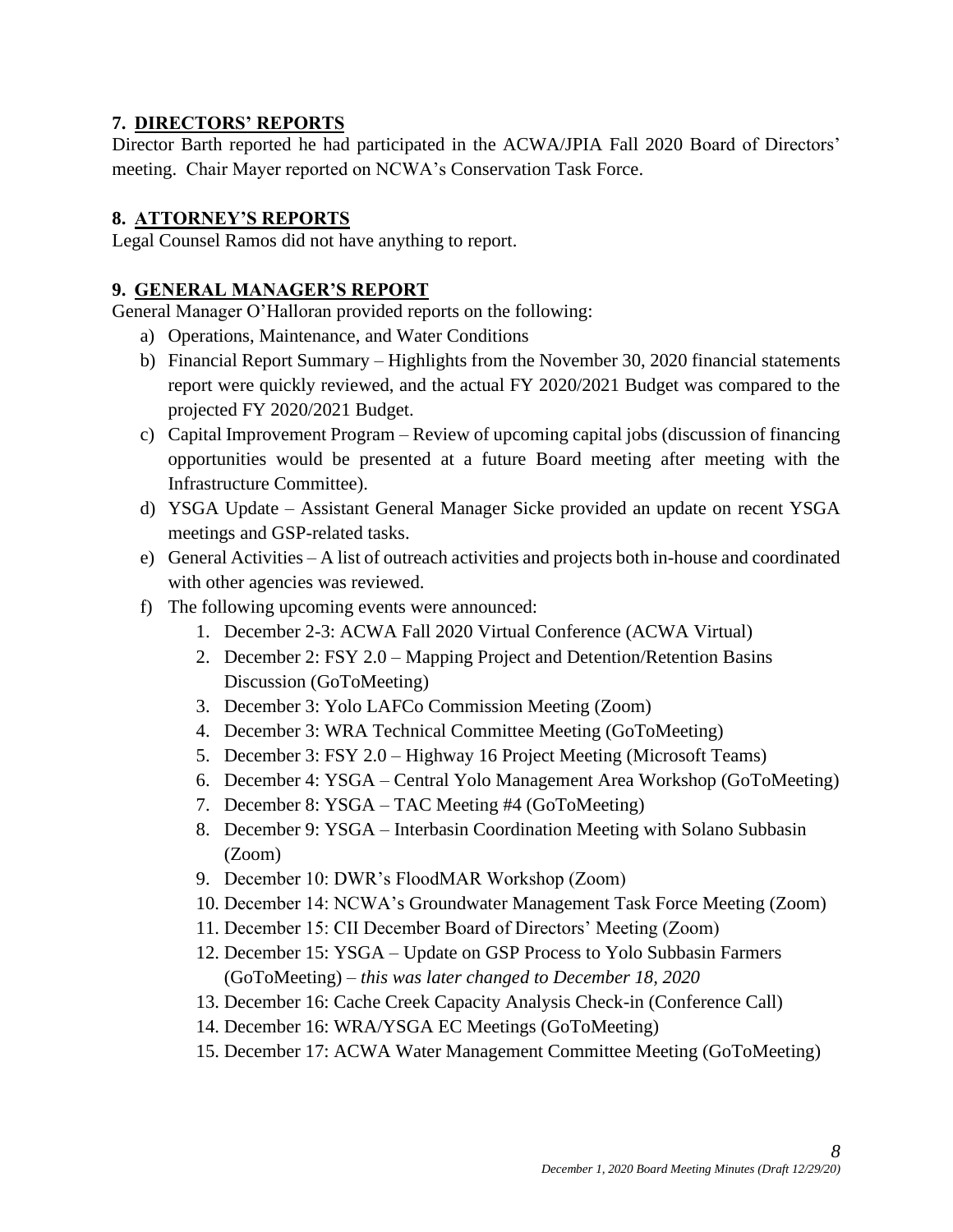## 7. DIRECTORS' REPORTS

Director Barth reported he had participated in the ACWA/JPIA Fall 2020 Board of Directors' meeting. Chair Mayer reported on NCWA's Conservation Task Force.

## 8. ATTORNEY'S REPORTS

Legal Counsel Ramos did not have anything to report.

## 9. GENERAL MANAGER'S REPORT

General Manager O'Halloran provided reports on the following:

a) Operations, Maintenance, and Water Conditions
b) Financial Report Summary – Highlights from the November 30, 2020 financial statements report were quickly reviewed, and the actual FY 2020/2021 Budget was compared to the projected FY 2020/2021 Budget.
c) Capital Improvement Program – Review of upcoming capital jobs (discussion of financing opportunities would be presented at a future Board meeting after meeting with the Infrastructure Committee).
d) YSGA Update – Assistant General Manager Sicke provided an update on recent YSGA meetings and GSP-related tasks.
e) General Activities – A list of outreach activities and projects both in-house and coordinated with other agencies was reviewed.
f) The following upcoming events were announced:
    1. December 2-3: ACWA Fall 2020 Virtual Conference (ACWA Virtual)
    2. December 2: FSY 2.0 – Mapping Project and Detention/Retention Basins Discussion (GoToMeeting)
    3. December 3: Yolo LAFCo Commission Meeting (Zoom)
    4. December 3: WRA Technical Committee Meeting (GoToMeeting)
    5. December 3: FSY 2.0 – Highway 16 Project Meeting (Microsoft Teams)
    6. December 4: YSGA – Central Yolo Management Area Workshop (GoToMeeting)
    7. December 8: YSGA – TAC Meeting #4 (GoToMeeting)
    8. December 9: YSGA – Interbasin Coordination Meeting with Solano Subbasin (Zoom)
    9. December 10: DWR's FloodMAR Workshop (Zoom)
    10. December 14: NCWA's Groundwater Management Task Force Meeting (Zoom)
    11. December 15: CII December Board of Directors' Meeting (Zoom)
    12. December 15: YSGA – Update on GSP Process to Yolo Subbasin Farmers (GoToMeeting) – *this was later changed to December 18, 2020*
    13. December 16: Cache Creek Capacity Analysis Check-in (Conference Call)
    14. December 16: WRA/YSGA EC Meetings (GoToMeeting)
    15. December 17: ACWA Water Management Committee Meeting (GoToMeeting)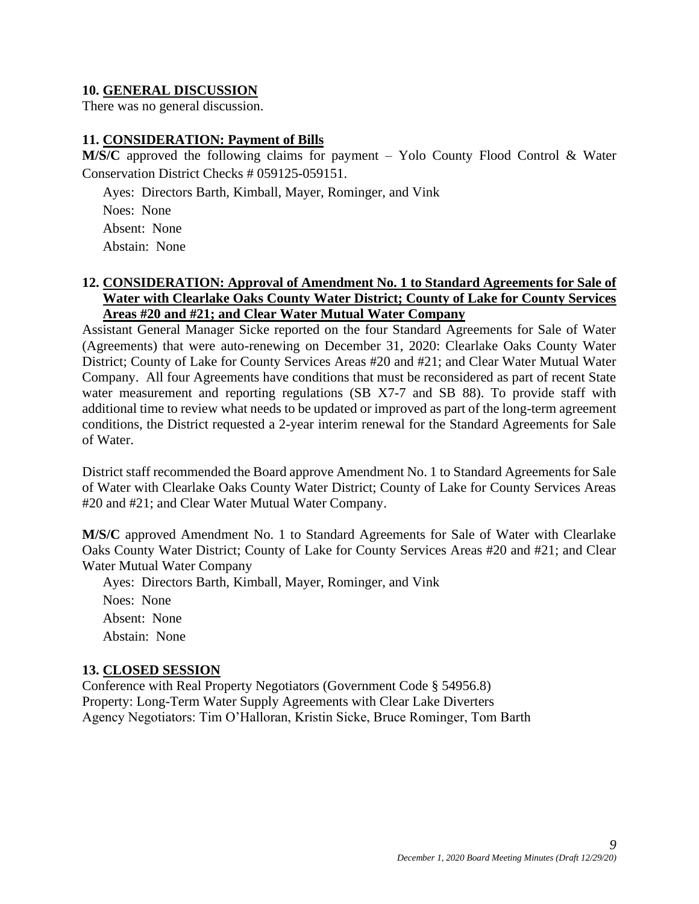### 10. GENERAL DISCUSSION

There was no general discussion.

### 11. CONSIDERATION: Payment of Bills

**M/S/C** approved the following claims for payment – Yolo County Flood Control & Water Conservation District Checks # 059125-059151.

Ayes: Directors Barth, Kimball, Mayer, Rominger, and Vink
Noes: None
Absent: None
Abstain: None

### 12. CONSIDERATION: Approval of Amendment No. 1 to Standard Agreements for Sale of Water with Clearlake Oaks County Water District; County of Lake for County Services Areas #20 and #21; and Clear Water Mutual Water Company

Assistant General Manager Sicke reported on the four Standard Agreements for Sale of Water (Agreements) that were auto-renewing on December 31, 2020: Clearlake Oaks County Water District; County of Lake for County Services Areas #20 and #21; and Clear Water Mutual Water Company. All four Agreements have conditions that must be reconsidered as part of recent State water measurement and reporting regulations (SB X7-7 and SB 88). To provide staff with additional time to review what needs to be updated or improved as part of the long-term agreement conditions, the District requested a 2-year interim renewal for the Standard Agreements for Sale of Water.

District staff recommended the Board approve Amendment No. 1 to Standard Agreements for Sale of Water with Clearlake Oaks County Water District; County of Lake for County Services Areas #20 and #21; and Clear Water Mutual Water Company.

**M/S/C** approved Amendment No. 1 to Standard Agreements for Sale of Water with Clearlake Oaks County Water District; County of Lake for County Services Areas #20 and #21; and Clear Water Mutual Water Company

Ayes: Directors Barth, Kimball, Mayer, Rominger, and Vink
Noes: None
Absent: None
Abstain: None

### 13. CLOSED SESSION

Conference with Real Property Negotiators (Government Code § 54956.8)
Property: Long-Term Water Supply Agreements with Clear Lake Diverters
Agency Negotiators: Tim O'Halloran, Kristin Sicke, Bruce Rominger, Tom Barth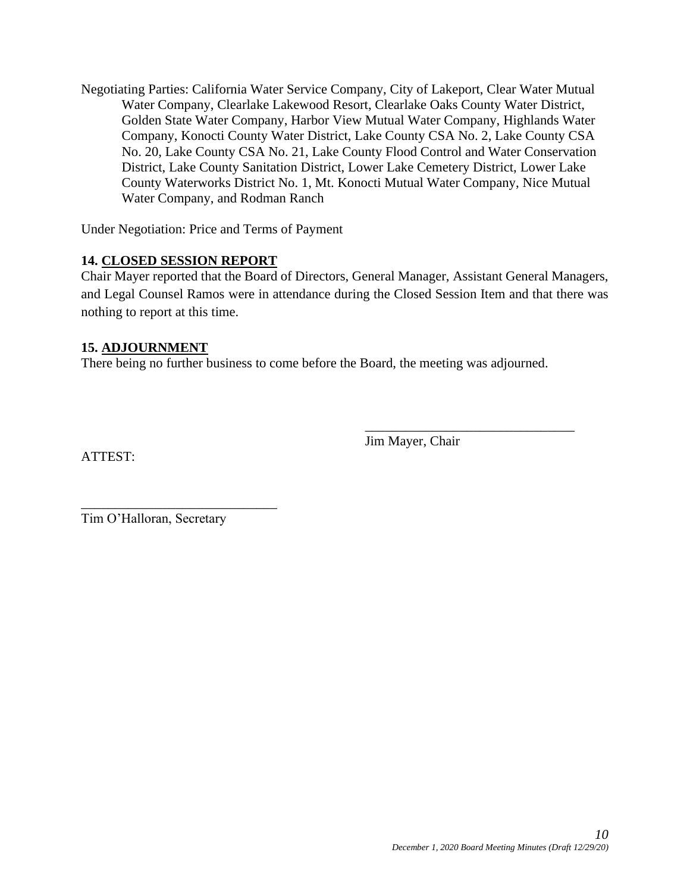Negotiating Parties: California Water Service Company, City of Lakeport, Clear Water Mutual Water Company, Clearlake Lakewood Resort, Clearlake Oaks County Water District, Golden State Water Company, Harbor View Mutual Water Company, Highlands Water Company, Konocti County Water District, Lake County CSA No. 2, Lake County CSA No. 20, Lake County CSA No. 21, Lake County Flood Control and Water Conservation District, Lake County Sanitation District, Lower Lake Cemetery District, Lower Lake County Waterworks District No. 1, Mt. Konocti Mutual Water Company, Nice Mutual Water Company, and Rodman Ranch

Under Negotiation: Price and Terms of Payment

### 14. CLOSED SESSION REPORT

Chair Mayer reported that the Board of Directors, General Manager, Assistant General Managers, and Legal Counsel Ramos were in attendance during the Closed Session Item and that there was nothing to report at this time.

### 15. ADJOURNMENT

There being no further business to come before the Board, the meeting was adjourned.

\_\_\_\_\_\_\_\_\_\_\_\_\_\_\_\_\_\_\_\_\_\_\_\_\_\_\_\_\_\_

Jim Mayer, Chair

ATTEST:

\_\_\_\_\_\_\_\_\_\_\_\_\_\_\_\_\_\_\_\_\_\_\_\_\_\_\_\_\_\_

Tim O'Halloran, Secretary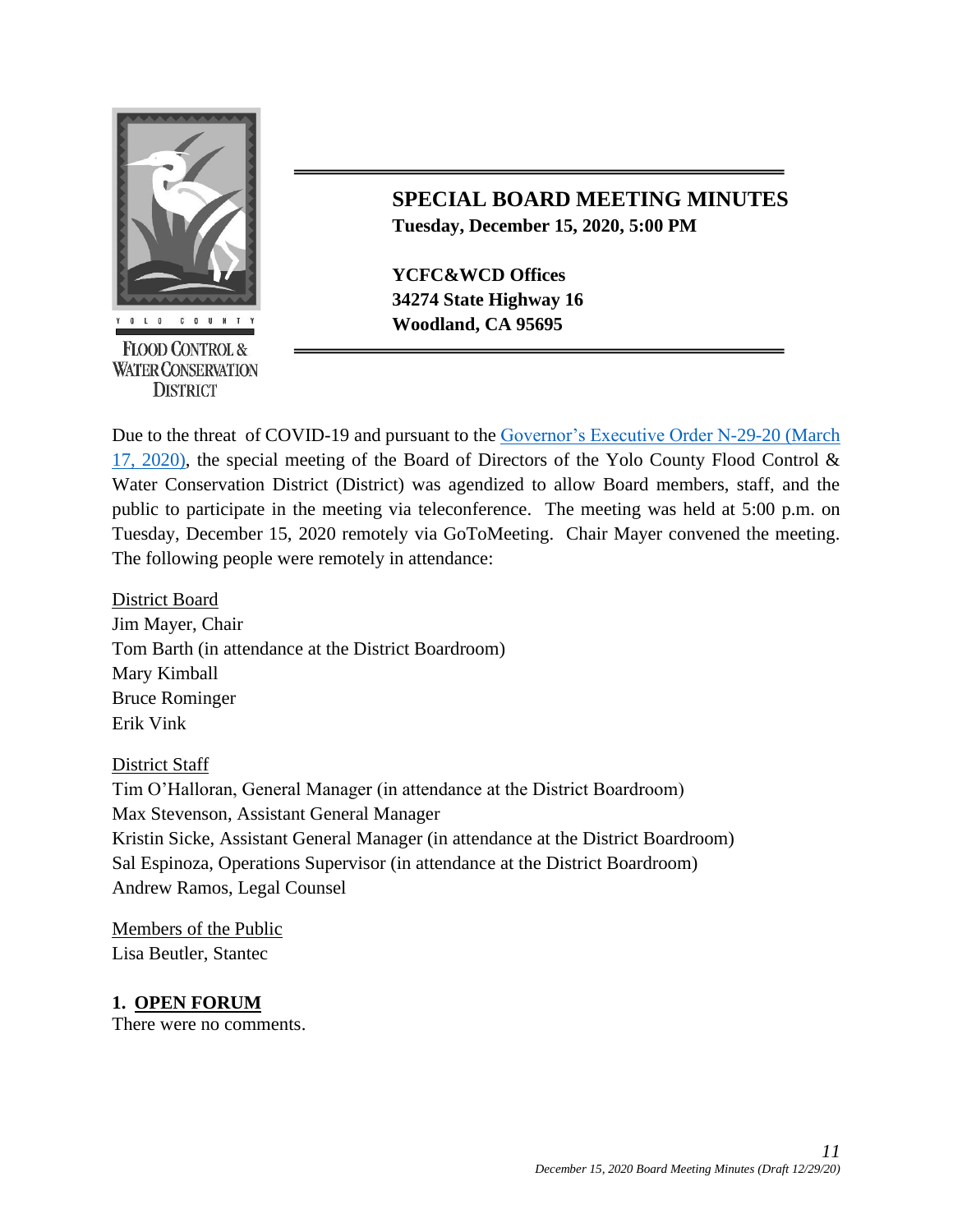YOLO COUNTY

FLOOD CONTROL & WATER CONSERVATION DISTRICT

# SPECIAL BOARD MEETING MINUTES

**Tuesday, December 15, 2020, 5:00 PM**

**YCFC&WCD Offices**
**34274 State Highway 16**
**Woodland, CA 95695**

Due to the threat of COVID-19 and pursuant to the Governor's Executive Order N-29-20 (March 17, 2020), the special meeting of the Board of Directors of the Yolo County Flood Control & Water Conservation District (District) was agendized to allow Board members, staff, and the public to participate in the meeting via teleconference. The meeting was held at 5:00 p.m. on Tuesday, December 15, 2020 remotely via GoToMeeting. Chair Mayer convened the meeting. The following people were remotely in attendance:

District Board
Jim Mayer, Chair
Tom Barth (in attendance at the District Boardroom)
Mary Kimball
Bruce Rominger
Erik Vink

District Staff
Tim O'Halloran, General Manager (in attendance at the District Boardroom)
Max Stevenson, Assistant General Manager
Kristin Sicke, Assistant General Manager (in attendance at the District Boardroom)
Sal Espinoza, Operations Supervisor (in attendance at the District Boardroom)
Andrew Ramos, Legal Counsel

Members of the Public
Lisa Beutler, Stantec

**1. OPEN FORUM**

There were no comments.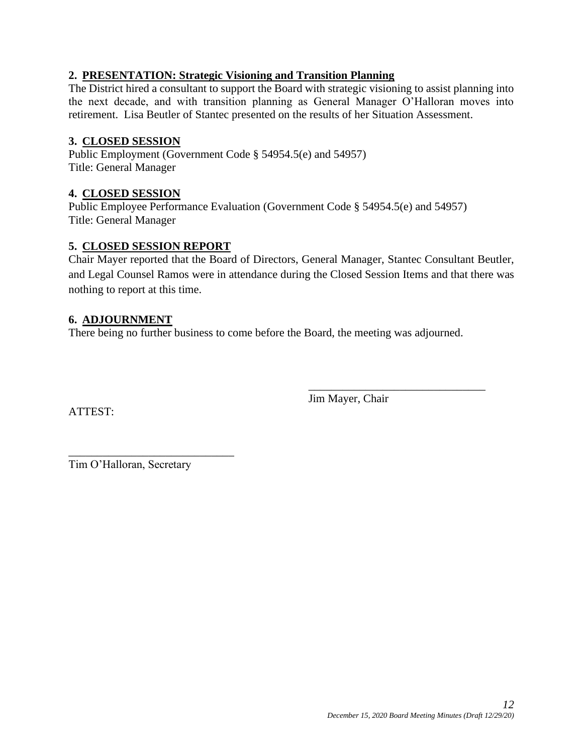**2. PRESENTATION: Strategic Visioning and Transition Planning**

The District hired a consultant to support the Board with strategic visioning to assist planning into the next decade, and with transition planning as General Manager O'Halloran moves into retirement. Lisa Beutler of Stantec presented on the results of her Situation Assessment.

**3. CLOSED SESSION**

Public Employment (Government Code § 54954.5(e) and 54957)
Title: General Manager

**4. CLOSED SESSION**

Public Employee Performance Evaluation (Government Code § 54954.5(e) and 54957)
Title: General Manager

**5. CLOSED SESSION REPORT**

Chair Mayer reported that the Board of Directors, General Manager, Stantec Consultant Beutler, and Legal Counsel Ramos were in attendance during the Closed Session Items and that there was nothing to report at this time.

**6. ADJOURNMENT**

There being no further business to come before the Board, the meeting was adjourned.

_______________________________
Jim Mayer, Chair

ATTEST:

_____________________________
Tim O'Halloran, Secretary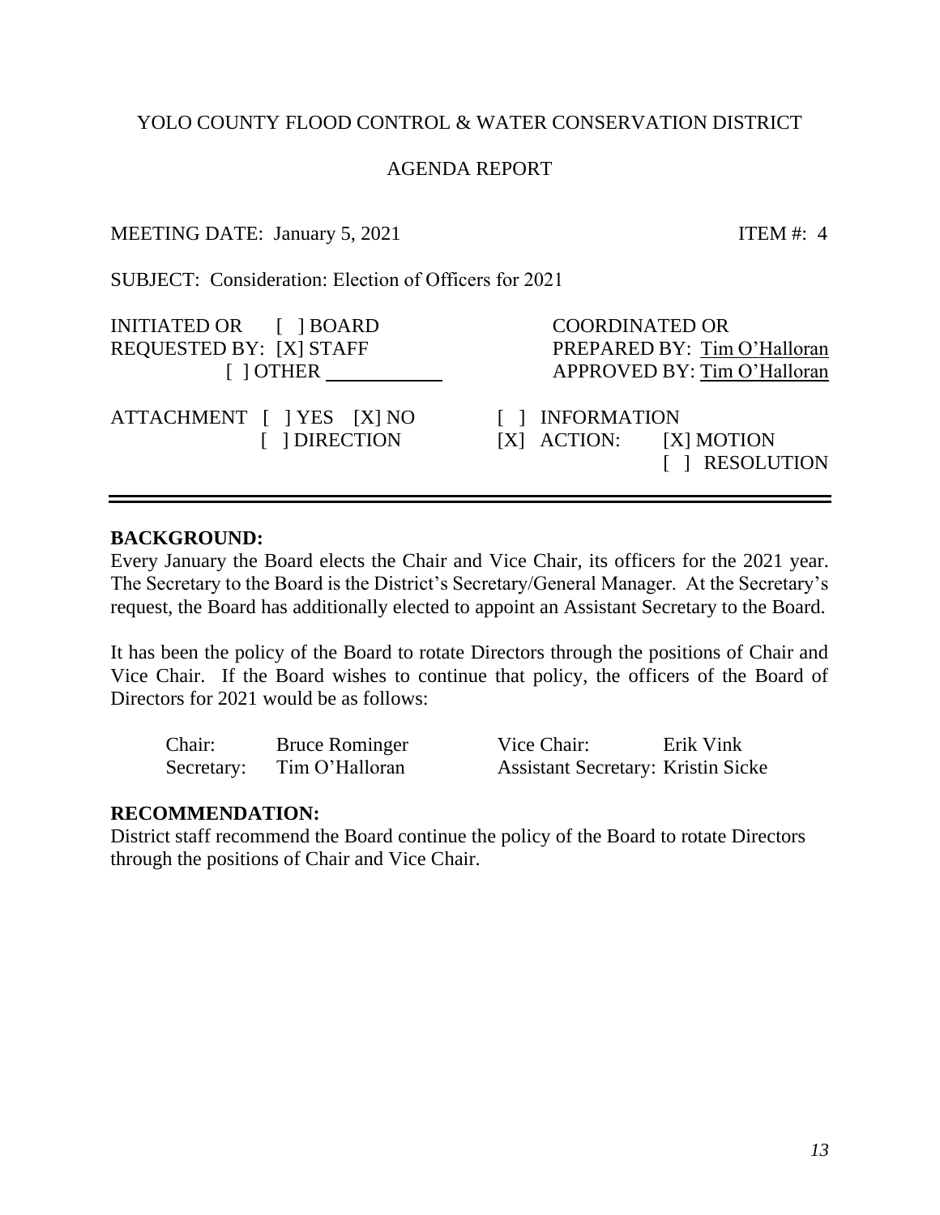YOLO COUNTY FLOOD CONTROL & WATER CONSERVATION DISTRICT

AGENDA REPORT

MEETING DATE: January 5, 2021 ITEM #: 4

SUBJECT: Consideration: Election of Officers for 2021

| | |
|---|---|
| INITIATED OR [ ] BOARD<br>REQUESTED BY: [X] STAFF<br>[ ] OTHER ____________ | COORDINATED OR<br>PREPARED BY: Tim O'Halloran<br>APPROVED BY: Tim O'Halloran |
| ATTACHMENT [ ] YES [X] NO<br>[ ] DIRECTION | [ ] INFORMATION<br>[X] ACTION: [X] MOTION<br>[ ] RESOLUTION |

---

**BACKGROUND:**

Every January the Board elects the Chair and Vice Chair, its officers for the 2021 year. The Secretary to the Board is the District's Secretary/General Manager. At the Secretary's request, the Board has additionally elected to appoint an Assistant Secretary to the Board.

It has been the policy of the Board to rotate Directors through the positions of Chair and Vice Chair. If the Board wishes to continue that policy, the officers of the Board of Directors for 2021 would be as follows:

| | | | |
|---|---|---|---|
| Chair: | Bruce Rominger | Vice Chair: | Erik Vink |
| Secretary: | Tim O'Halloran | Assistant Secretary: | Kristin Sicke |

**RECOMMENDATION:**

District staff recommend the Board continue the policy of the Board to rotate Directors through the positions of Chair and Vice Chair.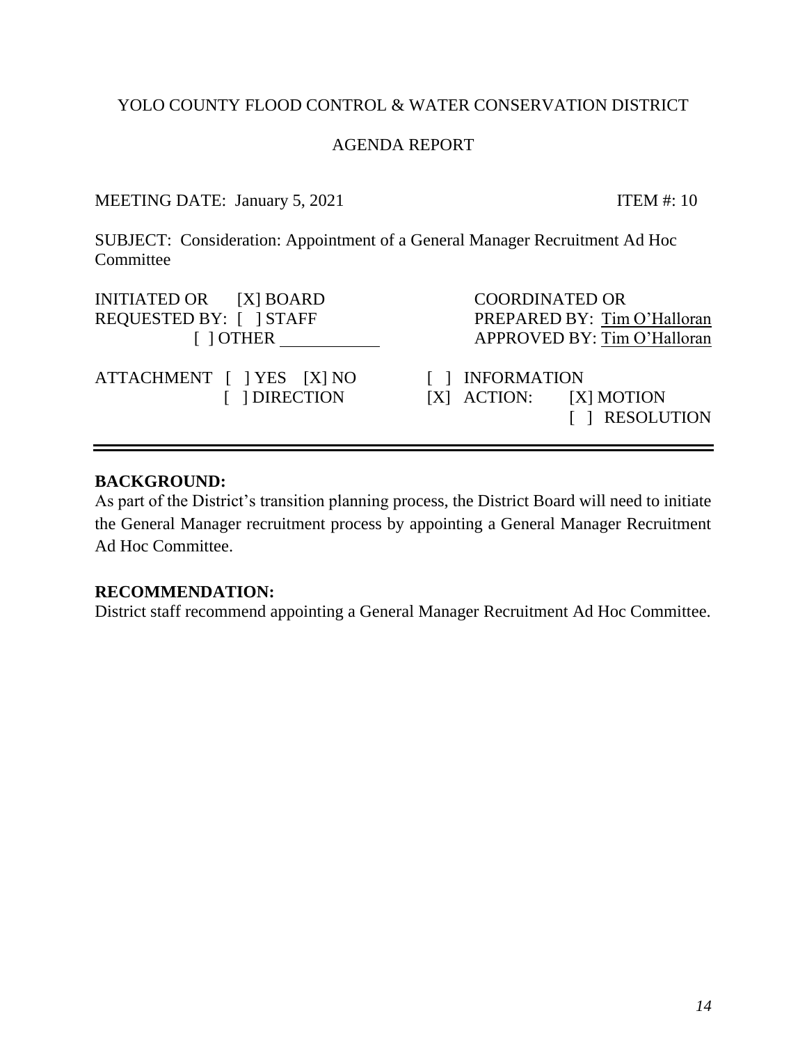YOLO COUNTY FLOOD CONTROL & WATER CONSERVATION DISTRICT

AGENDA REPORT

MEETING DATE: January 5, 2021 ITEM #: 10

SUBJECT: Consideration: Appointment of a General Manager Recruitment Ad Hoc Committee

| | | | |
|---|---|---|---|
| INITIATED OR REQUESTED BY: | [X] BOARD<br>[ ] STAFF<br>[ ] OTHER ______ | COORDINATED OR PREPARED BY: Tim O'Halloran<br>APPROVED BY: Tim O'Halloran | |
| ATTACHMENT | [ ] YES [X] NO<br>[ ] DIRECTION | [ ] INFORMATION<br>[X] ACTION: | [X] MOTION<br>[ ] RESOLUTION |

---

**BACKGROUND:**

As part of the District's transition planning process, the District Board will need to initiate the General Manager recruitment process by appointing a General Manager Recruitment Ad Hoc Committee.

**RECOMMENDATION:**

District staff recommend appointing a General Manager Recruitment Ad Hoc Committee.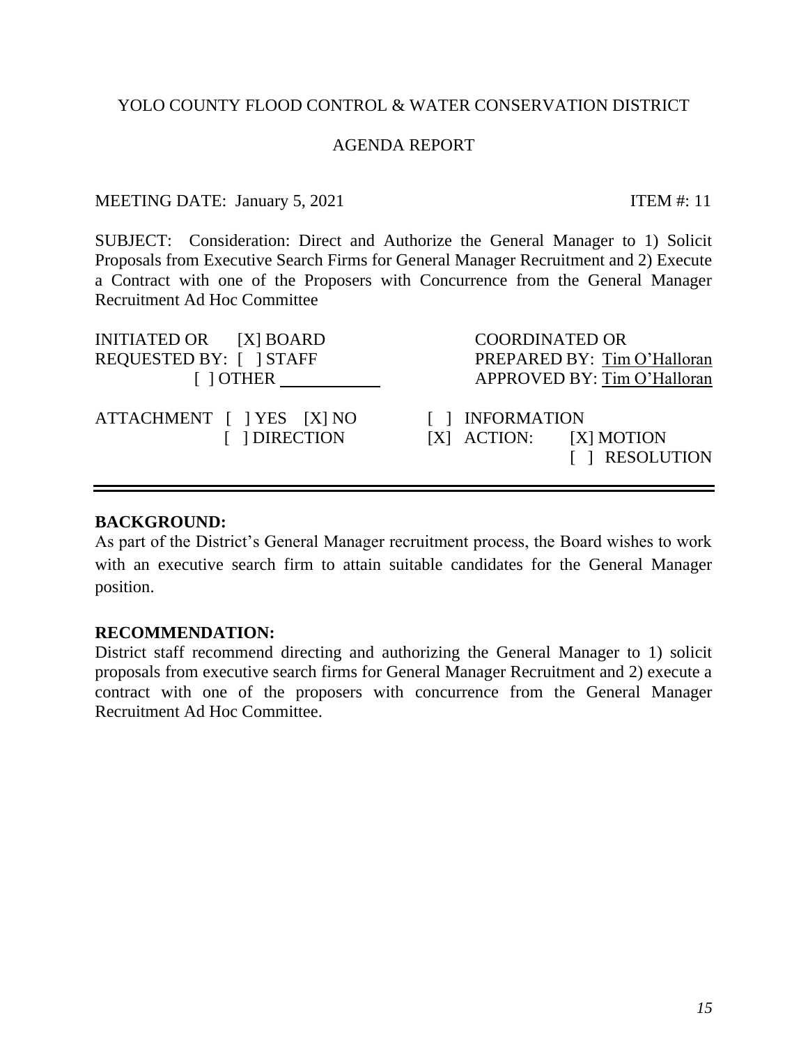YOLO COUNTY FLOOD CONTROL & WATER CONSERVATION DISTRICT

AGENDA REPORT

MEETING DATE: January 5, 2021 ITEM #: 11

SUBJECT: Consideration: Direct and Authorize the General Manager to 1) Solicit Proposals from Executive Search Firms for General Manager Recruitment and 2) Execute a Contract with one of the Proposers with Concurrence from the General Manager Recruitment Ad Hoc Committee

| | |
|---|---|
| INITIATED OR [X] BOARD | COORDINATED OR |
| REQUESTED BY: [ ] STAFF | PREPARED BY: Tim O'Halloran |
| [ ] OTHER ___________ | APPROVED BY: Tim O'Halloran |

| | |
|---|---|
| ATTACHMENT [ ] YES [X] NO | [ ] INFORMATION |
| [ ] DIRECTION | [X] ACTION: [X] MOTION |
| | [ ] RESOLUTION |

---

**BACKGROUND:**

As part of the District's General Manager recruitment process, the Board wishes to work with an executive search firm to attain suitable candidates for the General Manager position.

**RECOMMENDATION:**

District staff recommend directing and authorizing the General Manager to 1) solicit proposals from executive search firms for General Manager Recruitment and 2) execute a contract with one of the proposers with concurrence from the General Manager Recruitment Ad Hoc Committee.